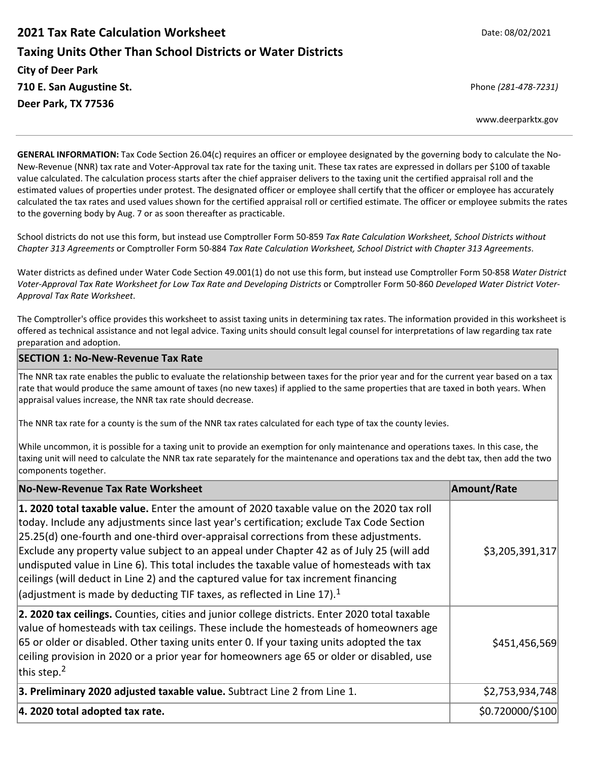# 2021 Tax Rate Calculation Worksheet

Date: 08/02/2021

## Taxing Units Other Than School Districts or Water Districts

**City of Deer Park**
**710 E. San Augustine St.**
**Deer Park, TX 77536**

Phone *(281-478-7231)*

www.deerparktx.gov

**GENERAL INFORMATION:** Tax Code Section 26.04(c) requires an officer or employee designated by the governing body to calculate the No-New-Revenue (NNR) tax rate and Voter-Approval tax rate for the taxing unit. These tax rates are expressed in dollars per $100 of taxable value calculated. The calculation process starts after the chief appraiser delivers to the taxing unit the certified appraisal roll and the estimated values of properties under protest. The designated officer or employee shall certify that the officer or employee has accurately calculated the tax rates and used values shown for the certified appraisal roll or certified estimate. The officer or employee submits the rates to the governing body by Aug. 7 or as soon thereafter as practicable.

School districts do not use this form, but instead use Comptroller Form 50-859 *Tax Rate Calculation Worksheet, School Districts without Chapter 313 Agreements* or Comptroller Form 50-884 *Tax Rate Calculation Worksheet, School District with Chapter 313 Agreements*.

Water districts as defined under Water Code Section 49.001(1) do not use this form, but instead use Comptroller Form 50-858 *Water District Voter-Approval Tax Rate Worksheet for Low Tax Rate and Developing Districts* or Comptroller Form 50-860 *Developed Water District Voter-Approval Tax Rate Worksheet*.

The Comptroller's office provides this worksheet to assist taxing units in determining tax rates. The information provided in this worksheet is offered as technical assistance and not legal advice. Taxing units should consult legal counsel for interpretations of law regarding tax rate preparation and adoption.

### SECTION 1: No-New-Revenue Tax Rate

The NNR tax rate enables the public to evaluate the relationship between taxes for the prior year and for the current year based on a tax rate that would produce the same amount of taxes (no new taxes) if applied to the same properties that are taxed in both years. When appraisal values increase, the NNR tax rate should decrease.

The NNR tax rate for a county is the sum of the NNR tax rates calculated for each type of tax the county levies.

While uncommon, it is possible for a taxing unit to provide an exemption for only maintenance and operations taxes. In this case, the taxing unit will need to calculate the NNR tax rate separately for the maintenance and operations tax and the debt tax, then add the two components together.

| No-New-Revenue Tax Rate Worksheet | Amount/Rate |
|---|---|
| **1. 2020 total taxable value.** Enter the amount of 2020 taxable value on the 2020 tax roll today. Include any adjustments since last year's certification; exclude Tax Code Section 25.25(d) one-fourth and one-third over-appraisal corrections from these adjustments. Exclude any property value subject to an appeal under Chapter 42 as of July 25 (will add undisputed value in Line 6). This total includes the taxable value of homesteads with tax ceilings (will deduct in Line 2) and the captured value for tax increment financing (adjustment is made by deducting TIF taxes, as reflected in Line 17).[1] | $3,205,391,317 |
| **2. 2020 tax ceilings.** Counties, cities and junior college districts. Enter 2020 total taxable value of homesteads with tax ceilings. These include the homesteads of homeowners age 65 or older or disabled. Other taxing units enter 0. If your taxing units adopted the tax ceiling provision in 2020 or a prior year for homeowners age 65 or older or disabled, use this step.[2] | $451,456,569 |
| **3. Preliminary 2020 adjusted taxable value.** Subtract Line 2 from Line 1. | $2,753,934,748 |
| **4. 2020 total adopted tax rate.** | $0.720000/$100 |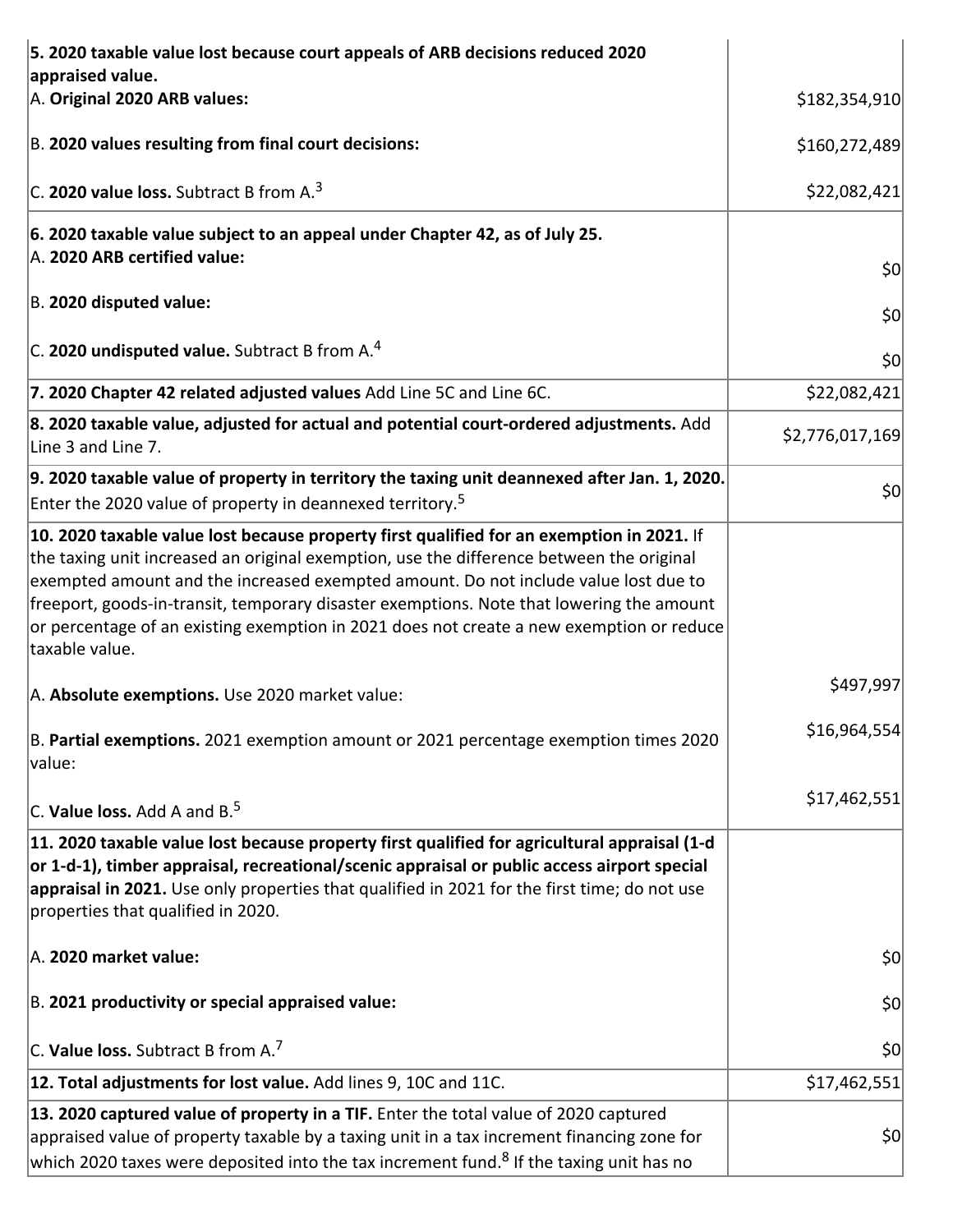| | |
|---|---|
| **5. 2020 taxable value lost because court appeals of ARB decisions reduced 2020 appraised value.** | |
| A. **Original 2020 ARB values:** | $182,354,910 |
| B. **2020 values resulting from final court decisions:** | $160,272,489 |
| C. **2020 value loss.** Subtract B from A.[3] | $22,082,421 |
| **6. 2020 taxable value subject to an appeal under Chapter 42, as of July 25.** | |
| A. **2020 ARB certified value:** | $0 |
| B. **2020 disputed value:** | $0 |
| C. **2020 undisputed value.** Subtract B from A.[4] | $0 |
| **7. 2020 Chapter 42 related adjusted values** Add Line 5C and Line 6C. | $22,082,421 |
| **8. 2020 taxable value, adjusted for actual and potential court-ordered adjustments.** Add Line 3 and Line 7. | $2,776,017,169 |
| **9. 2020 taxable value of property in territory the taxing unit deannexed after Jan. 1, 2020.** Enter the 2020 value of property in deannexed territory.[5] | $0 |
| **10. 2020 taxable value lost because property first qualified for an exemption in 2021.** If the taxing unit increased an original exemption, use the difference between the original exempted amount and the increased exempted amount. Do not include value lost due to freeport, goods-in-transit, temporary disaster exemptions. Note that lowering the amount or percentage of an existing exemption in 2021 does not create a new exemption or reduce taxable value. | |
| A. **Absolute exemptions.** Use 2020 market value: | $497,997 |
| B. **Partial exemptions.** 2021 exemption amount or 2021 percentage exemption times 2020 value: | $16,964,554 |
| C. **Value loss.** Add A and B.[5] | $17,462,551 |
| **11. 2020 taxable value lost because property first qualified for agricultural appraisal (1-d or 1-d-1), timber appraisal, recreational/scenic appraisal or public access airport special appraisal in 2021.** Use only properties that qualified in 2021 for the first time; do not use properties that qualified in 2020. | |
| A. **2020 market value:** | $0 |
| B. **2021 productivity or special appraised value:** | $0 |
| C. **Value loss.** Subtract B from A.[7] | $0 |
| **12. Total adjustments for lost value.** Add lines 9, 10C and 11C. | $17,462,551 |
| **13. 2020 captured value of property in a TIF.** Enter the total value of 2020 captured appraised value of property taxable by a taxing unit in a tax increment financing zone for which 2020 taxes were deposited into the tax increment fund.[8] If the taxing unit has no | $0 |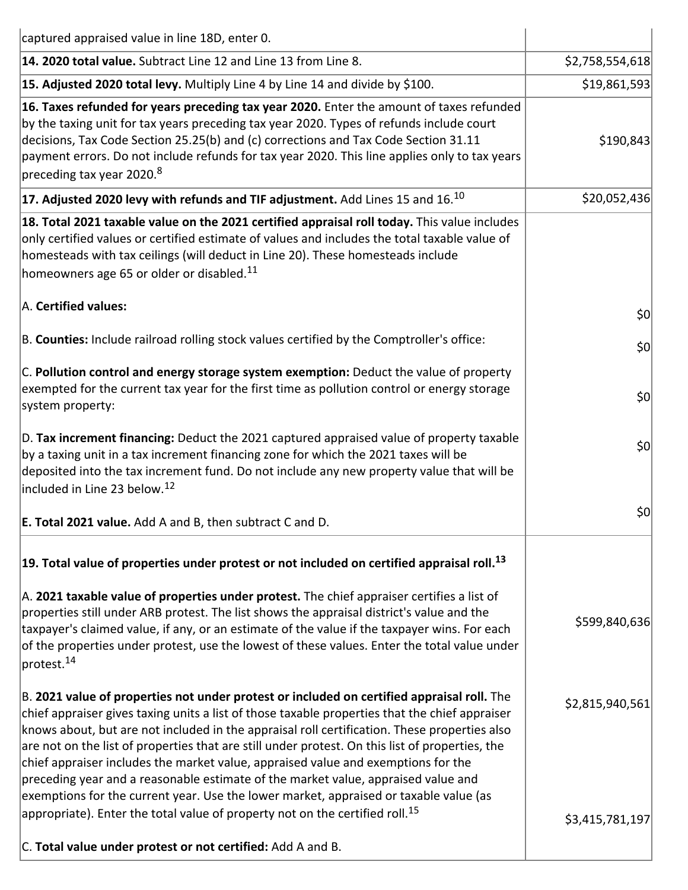| | |
|---|---|
| captured appraised value in line 18D, enter 0. | |
| **14. 2020 total value.** Subtract Line 12 and Line 13 from Line 8. | $2,758,554,618 |
| **15. Adjusted 2020 total levy.** Multiply Line 4 by Line 14 and divide by $100. | $19,861,593 |
| **16. Taxes refunded for years preceding tax year 2020.** Enter the amount of taxes refunded by the taxing unit for tax years preceding tax year 2020. Types of refunds include court decisions, Tax Code Section 25.25(b) and (c) corrections and Tax Code Section 31.11 payment errors. Do not include refunds for tax year 2020. This line applies only to tax years preceding tax year 2020.[8] | $190,843 |
| **17. Adjusted 2020 levy with refunds and TIF adjustment.** Add Lines 15 and 16.[10] | $20,052,436 |
| **18. Total 2021 taxable value on the 2021 certified appraisal roll today.** This value includes only certified values or certified estimate of values and includes the total taxable value of homesteads with tax ceilings (will deduct in Line 20). These homesteads include homeowners age 65 or older or disabled.[11] | |
| A. **Certified values:** | $0 |
| B. **Counties:** Include railroad rolling stock values certified by the Comptroller's office: | $0 |
| C. **Pollution control and energy storage system exemption:** Deduct the value of property exempted for the current tax year for the first time as pollution control or energy storage system property: | $0 |
| D. **Tax increment financing:** Deduct the 2021 captured appraised value of property taxable by a taxing unit in a tax increment financing zone for which the 2021 taxes will be deposited into the tax increment fund. Do not include any new property value that will be included in Line 23 below.[12] | $0 |
| **E. Total 2021 value.** Add A and B, then subtract C and D. | $0 |
| **19. Total value of properties under protest or not included on certified appraisal roll.[13]** | |
| A. **2021 taxable value of properties under protest.** The chief appraiser certifies a list of properties still under ARB protest. The list shows the appraisal district's value and the taxpayer's claimed value, if any, or an estimate of the value if the taxpayer wins. For each of the properties under protest, use the lowest of these values. Enter the total value under protest.[14] | $599,840,636 |
| B. **2021 value of properties not under protest or included on certified appraisal roll.** The chief appraiser gives taxing units a list of those taxable properties that the chief appraiser knows about, but are not included in the appraisal roll certification. These properties also are not on the list of properties that are still under protest. On this list of properties, the chief appraiser includes the market value, appraised value and exemptions for the preceding year and a reasonable estimate of the market value, appraised value and exemptions for the current year. Use the lower market, appraised or taxable value (as appropriate). Enter the total value of property not on the certified roll.[15] | $2,815,940,561 |
| C. **Total value under protest or not certified:** Add A and B. | $3,415,781,197 |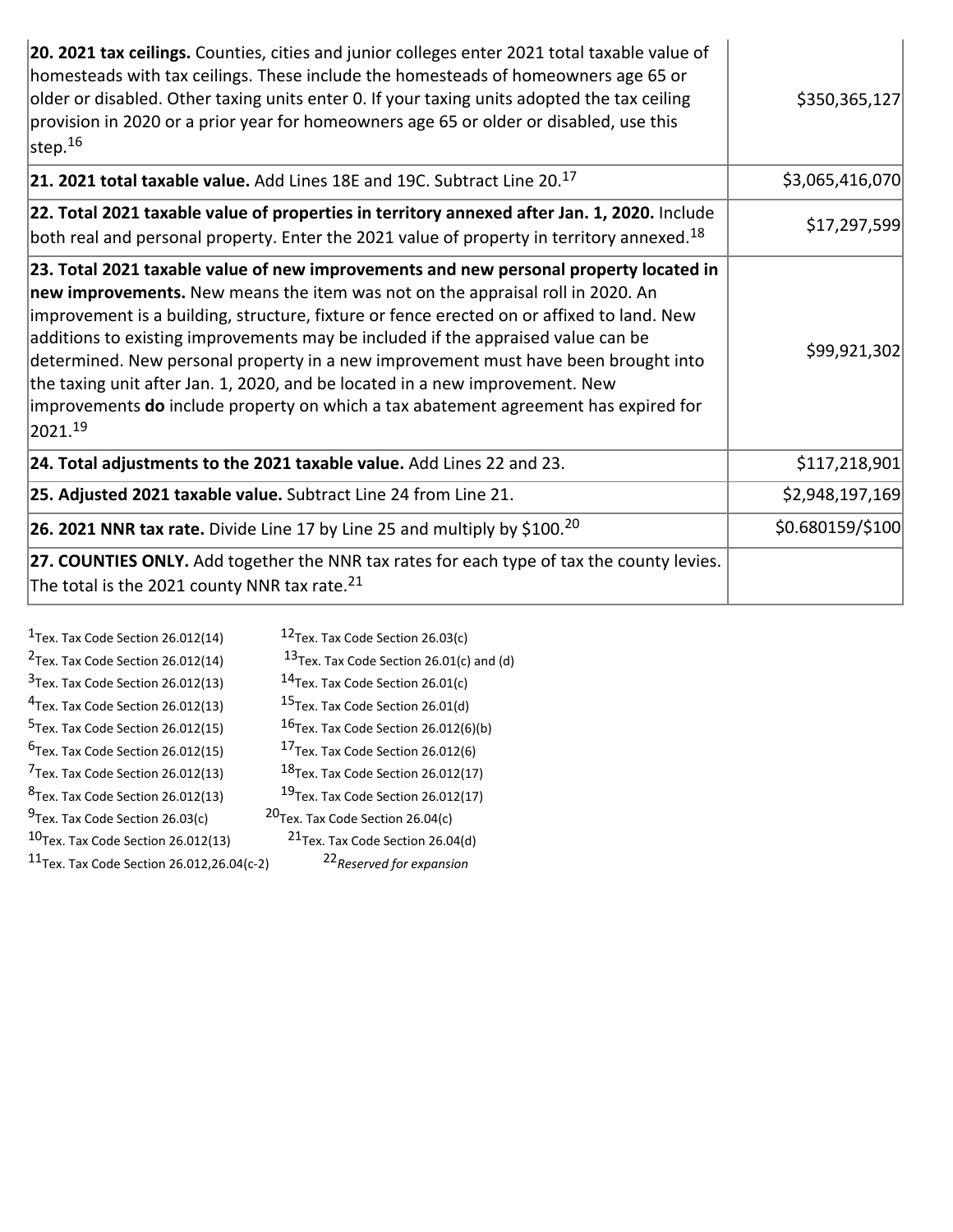| | |
|---|---|
| **20. 2021 tax ceilings.** Counties, cities and junior colleges enter 2021 total taxable value of homesteads with tax ceilings. These include the homesteads of homeowners age 65 or older or disabled. Other taxing units enter 0. If your taxing units adopted the tax ceiling provision in 2020 or a prior year for homeowners age 65 or older or disabled, use this step.[16] | $350,365,127 |
| **21. 2021 total taxable value.** Add Lines 18E and 19C. Subtract Line 20.[17] | $3,065,416,070 |
| **22. Total 2021 taxable value of properties in territory annexed after Jan. 1, 2020.** Include both real and personal property. Enter the 2021 value of property in territory annexed.[18] | $17,297,599 |
| **23. Total 2021 taxable value of new improvements and new personal property located in new improvements.** New means the item was not on the appraisal roll in 2020. An improvement is a building, structure, fixture or fence erected on or affixed to land. New additions to existing improvements may be included if the appraised value can be determined. New personal property in a new improvement must have been brought into the taxing unit after Jan. 1, 2020, and be located in a new improvement. New improvements **do** include property on which a tax abatement agreement has expired for 2021.[19] | $99,921,302 |
| **24. Total adjustments to the 2021 taxable value.** Add Lines 22 and 23. | $117,218,901 |
| **25. Adjusted 2021 taxable value.** Subtract Line 24 from Line 21. | $2,948,197,169 |
| **26. 2021 NNR tax rate.** Divide Line 17 by Line 25 and multiply by $100.[20] | $0.680159/$100 |
| **27. COUNTIES ONLY.** Add together the NNR tax rates for each type of tax the county levies. The total is the 2021 county NNR tax rate.[21] | |

[1]Tex. Tax Code Section 26.012(14)
[2]Tex. Tax Code Section 26.012(14)
[3]Tex. Tax Code Section 26.012(13)
[4]Tex. Tax Code Section 26.012(13)
[5]Tex. Tax Code Section 26.012(15)
[6]Tex. Tax Code Section 26.012(15)
[7]Tex. Tax Code Section 26.012(13)
[8]Tex. Tax Code Section 26.012(13)
[9]Tex. Tax Code Section 26.03(c)
[10]Tex. Tax Code Section 26.012(13)
[11]Tex. Tax Code Section 26.012,26.04(c-2)
[12]Tex. Tax Code Section 26.03(c)
[13]Tex. Tax Code Section 26.01(c) and (d)
[14]Tex. Tax Code Section 26.01(c)
[15]Tex. Tax Code Section 26.01(d)
[16]Tex. Tax Code Section 26.012(6)(b)
[17]Tex. Tax Code Section 26.012(6)
[18]Tex. Tax Code Section 26.012(17)
[19]Tex. Tax Code Section 26.012(17)
[20]Tex. Tax Code Section 26.04(c)
[21]Tex. Tax Code Section 26.04(d)
[22]*Reserved for expansion*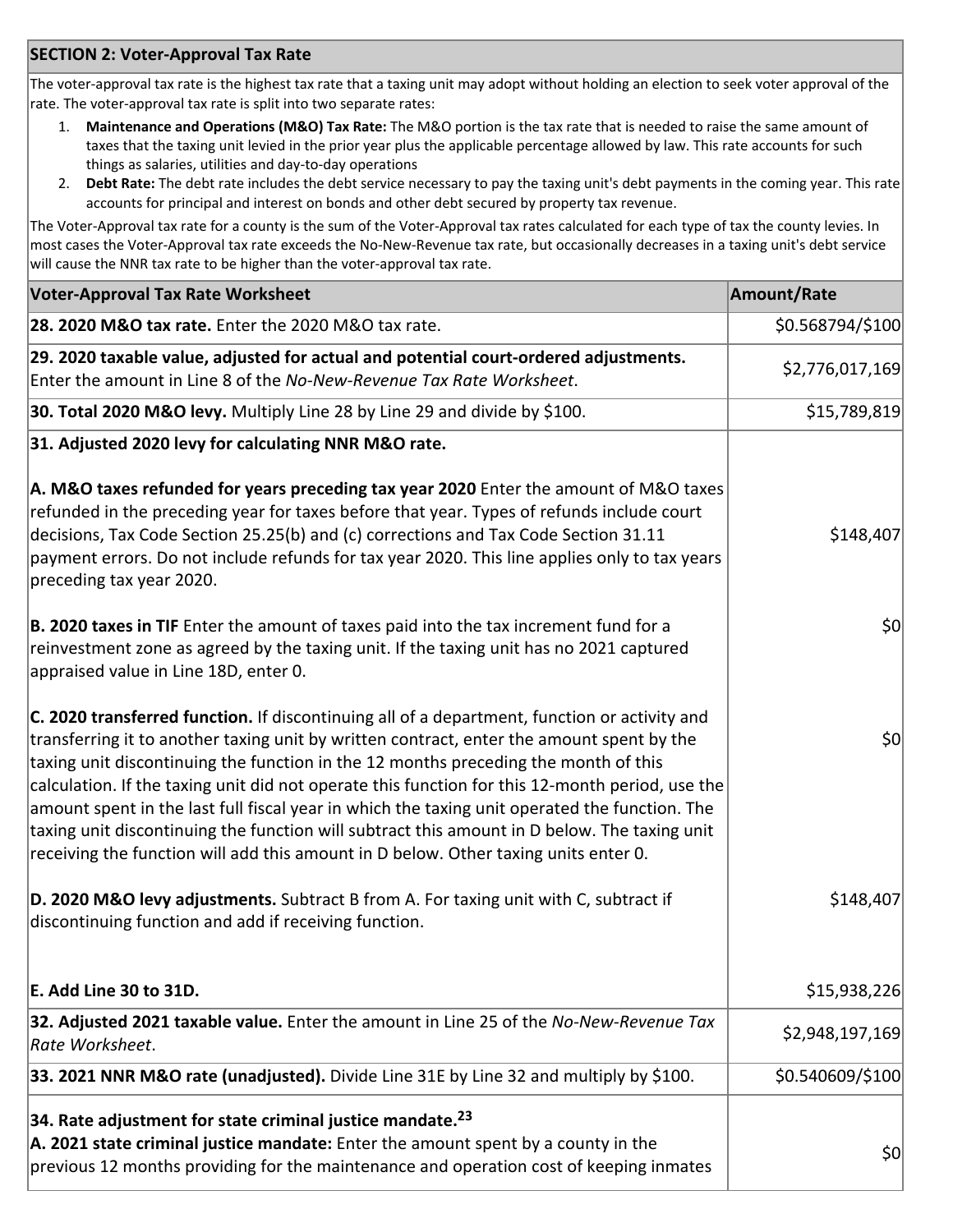## SECTION 2: Voter-Approval Tax Rate

The voter-approval tax rate is the highest tax rate that a taxing unit may adopt without holding an election to seek voter approval of the rate. The voter-approval tax rate is split into two separate rates:

1. **Maintenance and Operations (M&O) Tax Rate:** The M&O portion is the tax rate that is needed to raise the same amount of taxes that the taxing unit levied in the prior year plus the applicable percentage allowed by law. This rate accounts for such things as salaries, utilities and day-to-day operations
2. **Debt Rate:** The debt rate includes the debt service necessary to pay the taxing unit's debt payments in the coming year. This rate accounts for principal and interest on bonds and other debt secured by property tax revenue.

The Voter-Approval tax rate for a county is the sum of the Voter-Approval tax rates calculated for each type of tax the county levies. In most cases the Voter-Approval tax rate exceeds the No-New-Revenue tax rate, but occasionally decreases in a taxing unit's debt service will cause the NNR tax rate to be higher than the voter-approval tax rate.

| Voter-Approval Tax Rate Worksheet | Amount/Rate |
|---|---|
| **28. 2020 M&O tax rate.** Enter the 2020 M&O tax rate. | $0.568794/$100 |
| **29. 2020 taxable value, adjusted for actual and potential court-ordered adjustments.** Enter the amount in Line 8 of the *No-New-Revenue Tax Rate Worksheet*. | $2,776,017,169 |
| **30. Total 2020 M&O levy.** Multiply Line 28 by Line 29 and divide by $100. | $15,789,819 |
| **31. Adjusted 2020 levy for calculating NNR M&O rate.** | |
| **A. M&O taxes refunded for years preceding tax year 2020** Enter the amount of M&O taxes refunded in the preceding year for taxes before that year. Types of refunds include court decisions, Tax Code Section 25.25(b) and (c) corrections and Tax Code Section 31.11 payment errors. Do not include refunds for tax year 2020. This line applies only to tax years preceding tax year 2020. | $148,407 |
| **B. 2020 taxes in TIF** Enter the amount of taxes paid into the tax increment fund for a reinvestment zone as agreed by the taxing unit. If the taxing unit has no 2021 captured appraised value in Line 18D, enter 0. | $0 |
| **C. 2020 transferred function.** If discontinuing all of a department, function or activity and transferring it to another taxing unit by written contract, enter the amount spent by the taxing unit discontinuing the function in the 12 months preceding the month of this calculation. If the taxing unit did not operate this function for this 12-month period, use the amount spent in the last full fiscal year in which the taxing unit operated the function. The taxing unit discontinuing the function will subtract this amount in D below. The taxing unit receiving the function will add this amount in D below. Other taxing units enter 0. | $0 |
| **D. 2020 M&O levy adjustments.** Subtract B from A. For taxing unit with C, subtract if discontinuing function and add if receiving function. | $148,407 |
| **E. Add Line 30 to 31D.** | $15,938,226 |
| **32. Adjusted 2021 taxable value.** Enter the amount in Line 25 of the *No-New-Revenue Tax Rate Worksheet*. | $2,948,197,169 |
| **33. 2021 NNR M&O rate (unadjusted).** Divide Line 31E by Line 32 and multiply by $100. | $0.540609/$100 |
| **34. Rate adjustment for state criminal justice mandate.[23]** | |
| **A. 2021 state criminal justice mandate:** Enter the amount spent by a county in the previous 12 months providing for the maintenance and operation cost of keeping inmates | $0 |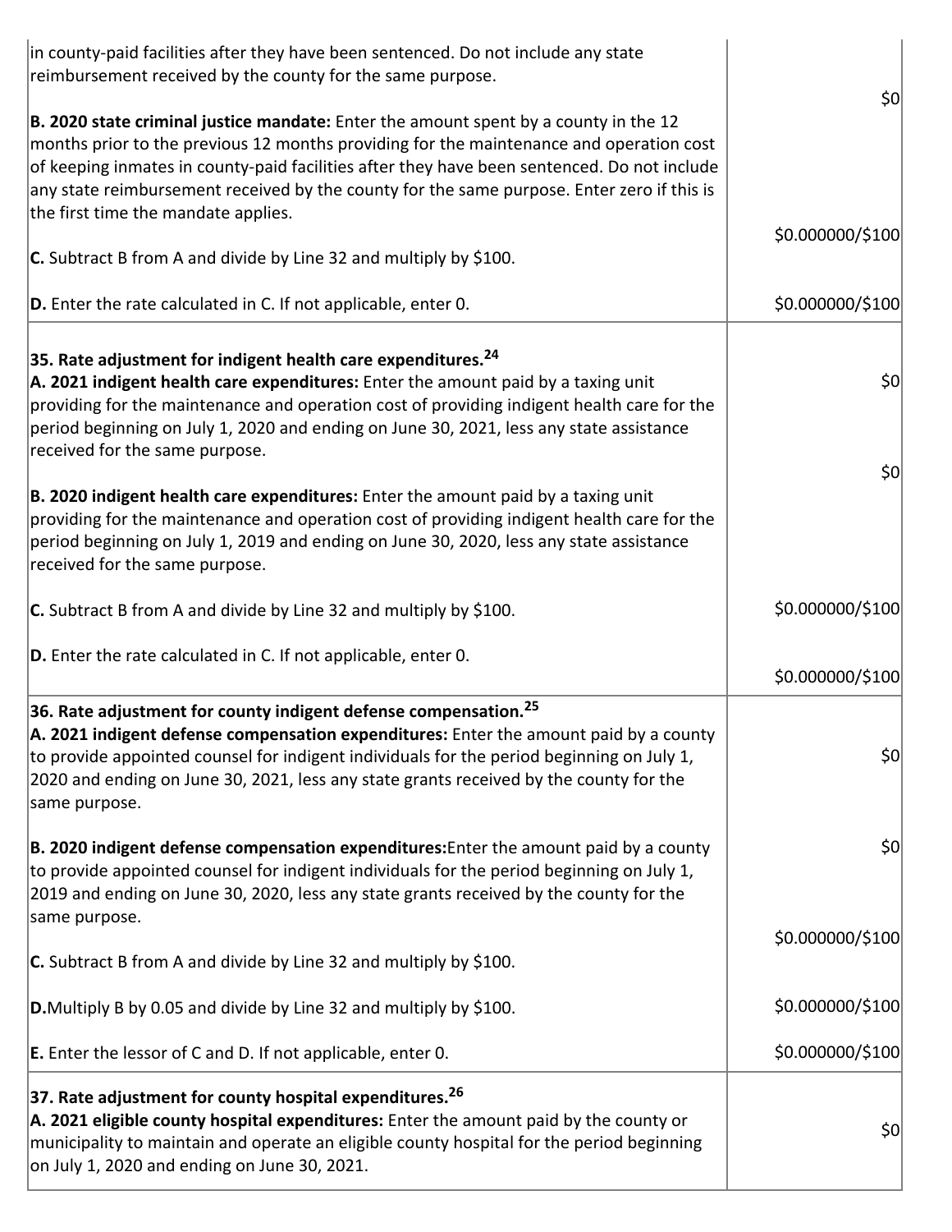| | |
|---|---|
| in county-paid facilities after they have been sentenced. Do not include any state reimbursement received by the county for the same purpose. | $0 |
| **B. 2020 state criminal justice mandate:** Enter the amount spent by a county in the 12 months prior to the previous 12 months providing for the maintenance and operation cost of keeping inmates in county-paid facilities after they have been sentenced. Do not include any state reimbursement received by the county for the same purpose. Enter zero if this is the first time the mandate applies. | |
| **C.** Subtract B from A and divide by Line 32 and multiply by $100. | $0.000000/$100 |
| **D.** Enter the rate calculated in C. If not applicable, enter 0. | $0.000000/$100 |
| **35. Rate adjustment for indigent health care expenditures.**[24] | |
| **A. 2021 indigent health care expenditures:** Enter the amount paid by a taxing unit providing for the maintenance and operation cost of providing indigent health care for the period beginning on July 1, 2020 and ending on June 30, 2021, less any state assistance received for the same purpose. | $0 |
| **B. 2020 indigent health care expenditures:** Enter the amount paid by a taxing unit providing for the maintenance and operation cost of providing indigent health care for the period beginning on July 1, 2019 and ending on June 30, 2020, less any state assistance received for the same purpose. | $0 |
| **C.** Subtract B from A and divide by Line 32 and multiply by $100. | $0.000000/$100 |
| **D.** Enter the rate calculated in C. If not applicable, enter 0. | $0.000000/$100 |
| **36. Rate adjustment for county indigent defense compensation.**[25] | |
| **A. 2021 indigent defense compensation expenditures:** Enter the amount paid by a county to provide appointed counsel for indigent individuals for the period beginning on July 1, 2020 and ending on June 30, 2021, less any state grants received by the county for the same purpose. | $0 |
| **B. 2020 indigent defense compensation expenditures:** Enter the amount paid by a county to provide appointed counsel for indigent individuals for the period beginning on July 1, 2019 and ending on June 30, 2020, less any state grants received by the county for the same purpose. | $0 |
| **C.** Subtract B from A and divide by Line 32 and multiply by $100. | $0.000000/$100 |
| **D.** Multiply B by 0.05 and divide by Line 32 and multiply by $100. | $0.000000/$100 |
| **E.** Enter the lessor of C and D. If not applicable, enter 0. | $0.000000/$100 |
| **37. Rate adjustment for county hospital expenditures.**[26] | |
| **A. 2021 eligible county hospital expenditures:** Enter the amount paid by the county or municipality to maintain and operate an eligible county hospital for the period beginning on July 1, 2020 and ending on June 30, 2021. | $0 |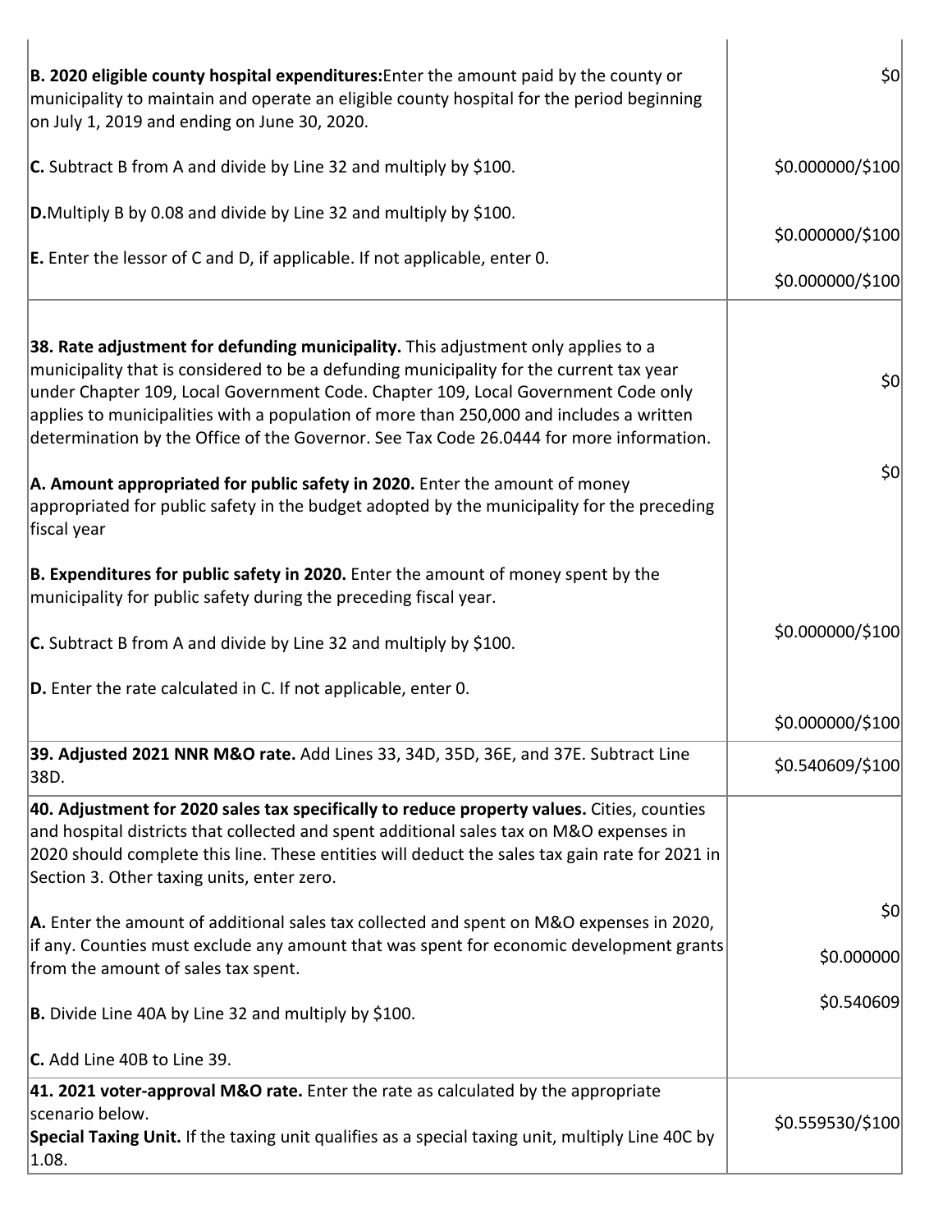| | |
|---|---|
| **B. 2020 eligible county hospital expenditures:** Enter the amount paid by the county or municipality to maintain and operate an eligible county hospital for the period beginning on July 1, 2019 and ending on June 30, 2020.<br><br>**C.** Subtract B from A and divide by Line 32 and multiply by \$100.<br><br>**D.** Multiply B by 0.08 and divide by Line 32 and multiply by \$100.<br><br>**E.** Enter the lessor of C and D, if applicable. If not applicable, enter 0. | \$0<br><br>\$0.000000/\$100<br><br>\$0.000000/\$100<br><br>\$0.000000/\$100 |
| **38. Rate adjustment for defunding municipality.** This adjustment only applies to a municipality that is considered to be a defunding municipality for the current tax year under Chapter 109, Local Government Code. Chapter 109, Local Government Code only applies to municipalities with a population of more than 250,000 and includes a written determination by the Office of the Governor. See Tax Code 26.0444 for more information.<br><br>**A. Amount appropriated for public safety in 2020.** Enter the amount of money appropriated for public safety in the budget adopted by the municipality for the preceding fiscal year<br><br>**B. Expenditures for public safety in 2020.** Enter the amount of money spent by the municipality for public safety during the preceding fiscal year.<br><br>**C.** Subtract B from A and divide by Line 32 and multiply by \$100.<br><br>**D.** Enter the rate calculated in C. If not applicable, enter 0. | \$0<br><br>\$0<br><br>\$0.000000/\$100<br><br>\$0.000000/\$100 |
| **39. Adjusted 2021 NNR M&O rate.** Add Lines 33, 34D, 35D, 36E, and 37E. Subtract Line 38D. | \$0.540609/\$100 |
| **40. Adjustment for 2020 sales tax specifically to reduce property values.** Cities, counties and hospital districts that collected and spent additional sales tax on M&O expenses in 2020 should complete this line. These entities will deduct the sales tax gain rate for 2021 in Section 3. Other taxing units, enter zero.<br><br>**A.** Enter the amount of additional sales tax collected and spent on M&O expenses in 2020, if any. Counties must exclude any amount that was spent for economic development grants from the amount of sales tax spent.<br><br>**B.** Divide Line 40A by Line 32 and multiply by \$100.<br><br>**C.** Add Line 40B to Line 39. | \$0<br><br>\$0.000000<br><br>\$0.540609 |
| **41. 2021 voter-approval M&O rate.** Enter the rate as calculated by the appropriate scenario below.<br>**Special Taxing Unit.** If the taxing unit qualifies as a special taxing unit, multiply Line 40C by 1.08. | \$0.559530/\$100 |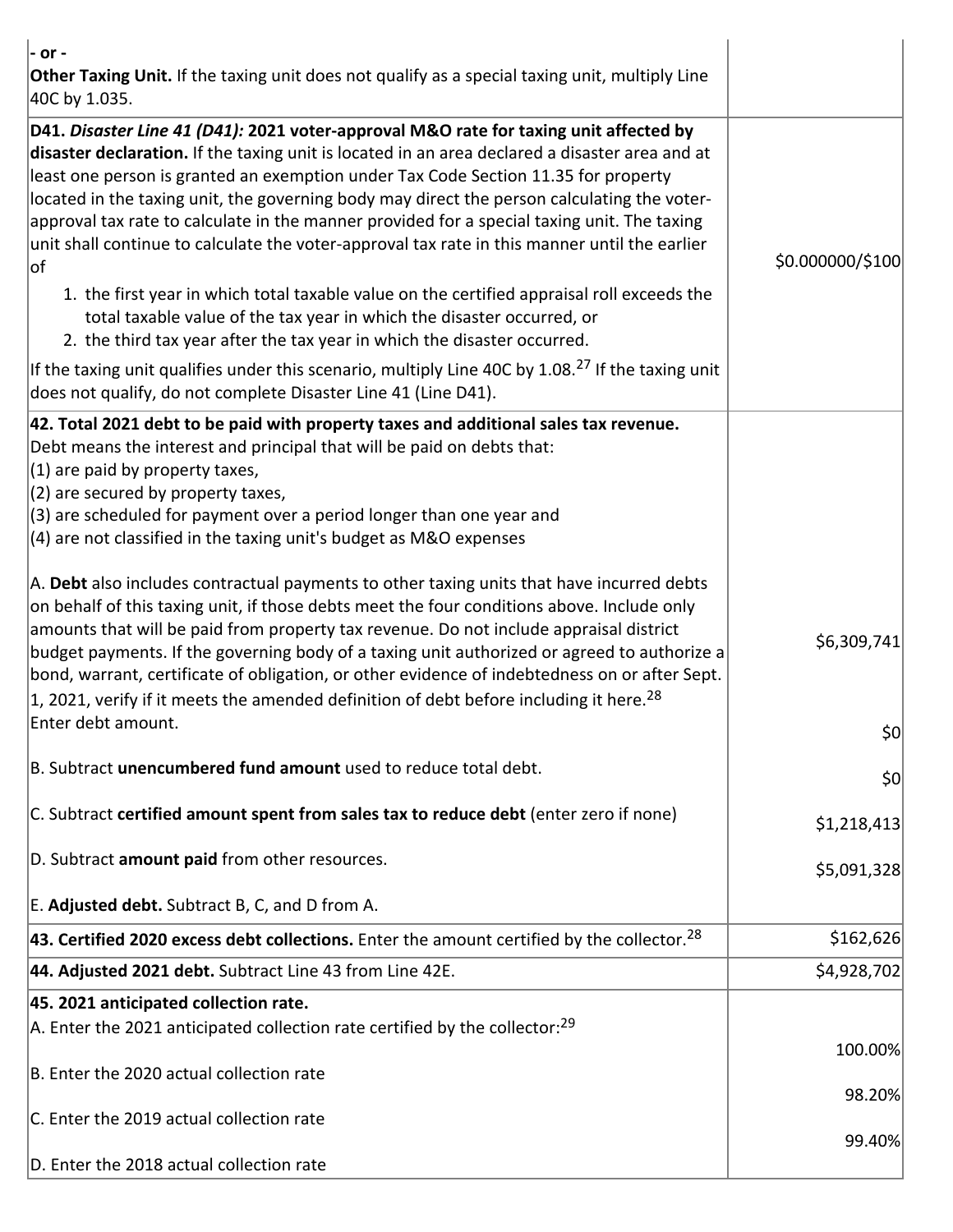| | |
|---|---|
| - or -<br>**Other Taxing Unit.** If the taxing unit does not qualify as a special taxing unit, multiply Line 40C by 1.035. | |
| **D41.** *Disaster Line 41 (D41):* **2021 voter-approval M&O rate for taxing unit affected by disaster declaration.** If the taxing unit is located in an area declared a disaster area and at least one person is granted an exemption under Tax Code Section 11.35 for property located in the taxing unit, the governing body may direct the person calculating the voter-approval tax rate to calculate in the manner provided for a special taxing unit. The taxing unit shall continue to calculate the voter-approval tax rate in this manner until the earlier of<br>1. the first year in which total taxable value on the certified appraisal roll exceeds the total taxable value of the tax year in which the disaster occurred, or<br>2. the third tax year after the tax year in which the disaster occurred.<br>If the taxing unit qualifies under this scenario, multiply Line 40C by 1.08.[27] If the taxing unit does not qualify, do not complete Disaster Line 41 (Line D41). | $0.000000/$100 |
| **42. Total 2021 debt to be paid with property taxes and additional sales tax revenue.** Debt means the interest and principal that will be paid on debts that:<br>(1) are paid by property taxes,<br>(2) are secured by property taxes,<br>(3) are scheduled for payment over a period longer than one year and<br>(4) are not classified in the taxing unit's budget as M&O expenses<br><br>A. **Debt** also includes contractual payments to other taxing units that have incurred debts on behalf of this taxing unit, if those debts meet the four conditions above. Include only amounts that will be paid from property tax revenue. Do not include appraisal district budget payments. If the governing body of a taxing unit authorized or agreed to authorize a bond, warrant, certificate of obligation, or other evidence of indebtedness on or after Sept. 1, 2021, verify if it meets the amended definition of debt before including it here.[28] Enter debt amount.<br><br>B. Subtract **unencumbered fund amount** used to reduce total debt.<br><br>C. Subtract **certified amount spent from sales tax to reduce debt** (enter zero if none)<br><br>D. Subtract **amount paid** from other resources.<br><br>E. **Adjusted debt.** Subtract B, C, and D from A. | $6,309,741<br><br>$0<br><br>$0<br><br>$1,218,413<br><br>$5,091,328 |
| **43. Certified 2020 excess debt collections.** Enter the amount certified by the collector.[28] | $162,626 |
| **44. Adjusted 2021 debt.** Subtract Line 43 from Line 42E. | $4,928,702 |
| **45. 2021 anticipated collection rate.**<br>A. Enter the 2021 anticipated collection rate certified by the collector:[29]<br><br>B. Enter the 2020 actual collection rate<br><br>C. Enter the 2019 actual collection rate<br><br>D. Enter the 2018 actual collection rate | 100.00%<br><br>98.20%<br><br>99.40% |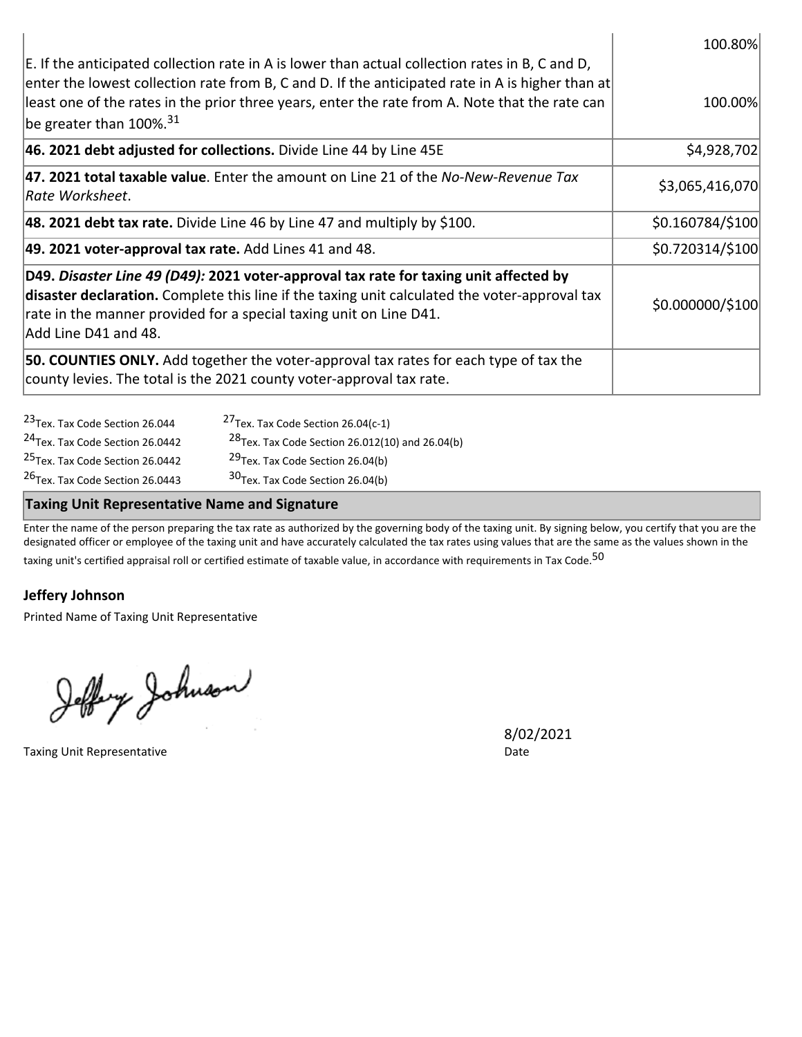| | |
|---|---|
| | 100.80% |
| E. If the anticipated collection rate in A is lower than actual collection rates in B, C and D, enter the lowest collection rate from B, C and D. If the anticipated rate in A is higher than at least one of the rates in the prior three years, enter the rate from A. Note that the rate can be greater than 100%.[31] | 100.00% |
| **46. 2021 debt adjusted for collections.** Divide Line 44 by Line 45E | $4,928,702 |
| **47. 2021 total taxable value**. Enter the amount on Line 21 of the *No-New-Revenue Tax Rate Worksheet*. | $3,065,416,070 |
| **48. 2021 debt tax rate.** Divide Line 46 by Line 47 and multiply by $100. | $0.160784/$100 |
| **49. 2021 voter-approval tax rate.** Add Lines 41 and 48. | $0.720314/$100 |
| **D49.** ***Disaster Line 49 (D49):*** **2021 voter-approval tax rate for taxing unit affected by disaster declaration.** Complete this line if the taxing unit calculated the voter-approval tax rate in the manner provided for a special taxing unit on Line D41. Add Line D41 and 48. | $0.000000/$100 |
| **50. COUNTIES ONLY.** Add together the voter-approval tax rates for each type of tax the county levies. The total is the 2021 county voter-approval tax rate. | |

[23] Tex. Tax Code Section 26.044
[24] Tex. Tax Code Section 26.0442
[25] Tex. Tax Code Section 26.0442
[26] Tex. Tax Code Section 26.0443
[27] Tex. Tax Code Section 26.04(c-1)
[28] Tex. Tax Code Section 26.012(10) and 26.04(b)
[29] Tex. Tax Code Section 26.04(b)
[30] Tex. Tax Code Section 26.04(b)

## Taxing Unit Representative Name and Signature

Enter the name of the person preparing the tax rate as authorized by the governing body of the taxing unit. By signing below, you certify that you are the designated officer or employee of the taxing unit and have accurately calculated the tax rates using values that are the same as the values shown in the taxing unit's certified appraisal roll or certified estimate of taxable value, in accordance with requirements in Tax Code.[50]

**Jeffery Johnson**

Printed Name of Taxing Unit Representative

Jeffery Johnson

Taxing Unit Representative

8/02/2021

Date